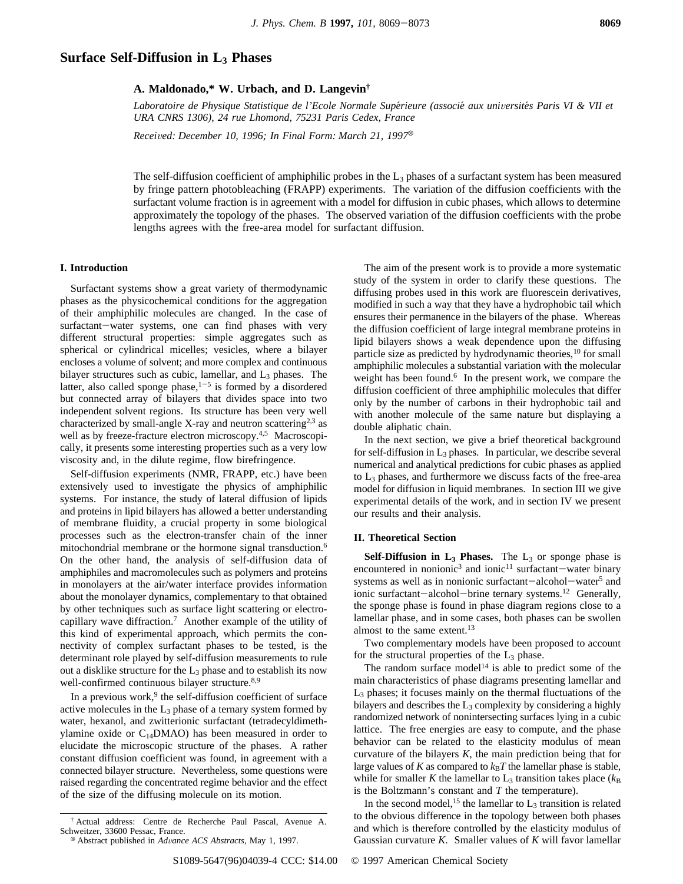# Surface Self-Diffusion in $L_3$ Phases

**A. Maldonado,* W. Urbach, and D. Langevin†**

*Laboratoire de Physique Statistique de l'Ecole Normale Supérieure (associé aux universités Paris VI & VII et URA CNRS 1306), 24 rue Lhomond, 75231 Paris Cedex, France*

*Received: December 10, 1996; In Final Form: March 21, 1997*[⊗]

The self-diffusion coefficient of amphiphilic probes in the $L_3$ phases of a surfactant system has been measured by fringe pattern photobleaching (FRAPP) experiments. The variation of the diffusion coefficients with the surfactant volume fraction is in agreement with a model for diffusion in cubic phases, which allows to determine approximately the topology of the phases. The observed variation of the diffusion coefficients with the probe lengths agrees with the free-area model for surfactant diffusion.

## I. Introduction

Surfactant systems show a great variety of thermodynamic phases as the physicochemical conditions for the aggregation of their amphiphilic molecules are changed. In the case of surfactant−water systems, one can find phases with very different structural properties: simple aggregates such as spherical or cylindrical micelles; vesicles, where a bilayer encloses a volume of solvent; and more complex and continuous bilayer structures such as cubic, lamellar, and $L_3$ phases. The latter, also called sponge phase,[1−5] is formed by a disordered but connected array of bilayers that divides space into two independent solvent regions. Its structure has been very well characterized by small-angle X-ray and neutron scattering[2,3] as well as by freeze-fracture electron microscopy.[4,5] Macroscopically, it presents some interesting properties such as a very low viscosity and, in the dilute regime, flow birefringence.

Self-diffusion experiments (NMR, FRAPP, etc.) have been extensively used to investigate the physics of amphiphilic systems. For instance, the study of lateral diffusion of lipids and proteins in lipid bilayers has allowed a better understanding of membrane fluidity, a crucial property in some biological processes such as the electron-transfer chain of the inner mitochondrial membrane or the hormone signal transduction.[6] On the other hand, the analysis of self-diffusion data of amphiphiles and macromolecules such as polymers and proteins in monolayers at the air/water interface provides information about the monolayer dynamics, complementary to that obtained by other techniques such as surface light scattering or electrocapillary wave diffraction.[7] Another example of the utility of this kind of experimental approach, which permits the connectivity of complex surfactant phases to be tested, is the determinant role played by self-diffusion measurements to rule out a disklike structure for the $L_3$ phase and to establish its now well-confirmed continuous bilayer structure.[8,9]

In a previous work,[9] the self-diffusion coefficient of surface active molecules in the $L_3$ phase of a ternary system formed by water, hexanol, and zwitterionic surfactant (tetradecyldimethylamine oxide or $C_{14}$DMAO) has been measured in order to elucidate the microscopic structure of the phases. A rather constant diffusion coefficient was found, in agreement with a connected bilayer structure. Nevertheless, some questions were raised regarding the concentrated regime behavior and the effect of the size of the diffusing molecule on its motion.

The aim of the present work is to provide a more systematic study of the system in order to clarify these questions. The diffusing probes used in this work are fluorescein derivatives, modified in such a way that they have a hydrophobic tail which ensures their permanence in the bilayers of the phase. Whereas the diffusion coefficient of large integral membrane proteins in lipid bilayers shows a weak dependence upon the diffusing particle size as predicted by hydrodynamic theories,[10] for small amphiphilic molecules a substantial variation with the molecular weight has been found.[6] In the present work, we compare the diffusion coefficient of three amphiphilic molecules that differ only by the number of carbons in their hydrophobic tail and with another molecule of the same nature but displaying a double aliphatic chain.

In the next section, we give a brief theoretical background for self-diffusion in $L_3$ phases. In particular, we describe several numerical and analytical predictions for cubic phases as applied to $L_3$ phases, and furthermore we discuss facts of the free-area model for diffusion in liquid membranes. In section III we give experimental details of the work, and in section IV we present our results and their analysis.

## II. Theoretical Section

**Self-Diffusion in $L_3$ Phases.** The $L_3$ or sponge phase is encountered in nonionic[3] and ionic[11] surfactant−water binary systems as well as in nonionic surfactant−alcohol−water[5] and ionic surfactant−alcohol−brine ternary systems.[12] Generally, the sponge phase is found in phase diagram regions close to a lamellar phase, and in some cases, both phases can be swollen almost to the same extent.[13]

Two complementary models have been proposed to account for the structural properties of the $L_3$ phase.

The random surface model[14] is able to predict some of the main characteristics of phase diagrams presenting lamellar and $L_3$ phases; it focuses mainly on the thermal fluctuations of the bilayers and describes the $L_3$ complexity by considering a highly randomized network of nonintersecting surfaces lying in a cubic lattice. The free energies are easy to compute, and the phase behavior can be related to the elasticity modulus of mean curvature of the bilayers $K$, the main prediction being that for large values of $K$ as compared to $k_BT$ the lamellar phase is stable, while for smaller $K$ the lamellar to $L_3$ transition takes place ($k_B$ is the Boltzmann's constant and $T$ the temperature).

In the second model,[15] the lamellar to $L_3$ transition is related to the obvious difference in the topology between both phases and which is therefore controlled by the elasticity modulus of Gaussian curvature $\bar{K}$. Smaller values of $\bar{K}$ will favor lamellar

† Actual address: Centre de Recherche Paul Pascal, Avenue A. Schweitzer, 33600 Pessac, France.

⊗ Abstract published in *Advance ACS Abstracts,* May 1, 1997.

S1089-5647(96)04039-4 CCC: $14.00 © 1997 American Chemical Society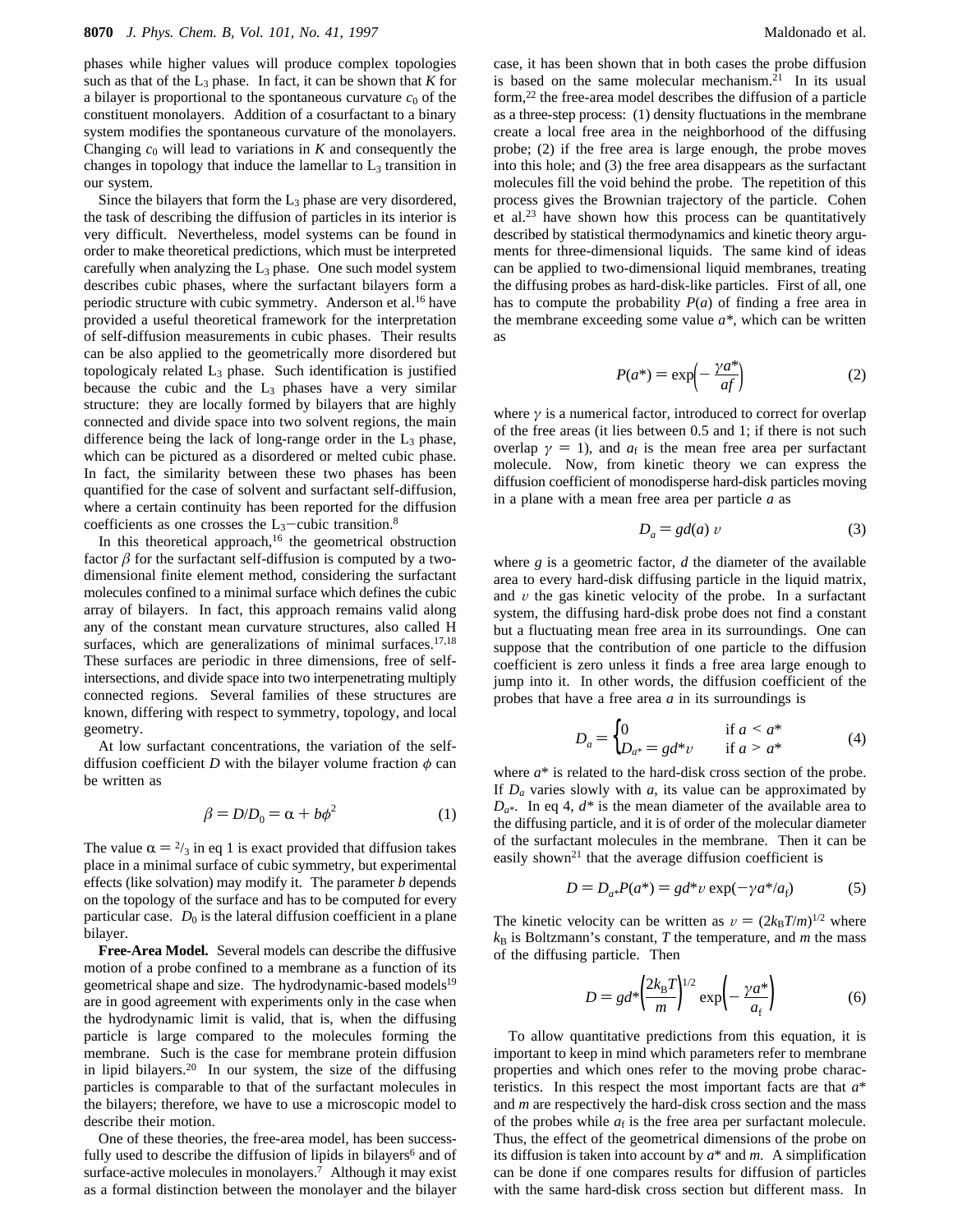phases while higher values will produce complex topologies such as that of the $L_3$ phase. In fact, it can be shown that $K$ for a bilayer is proportional to the spontaneous curvature $c_0$ of the constituent monolayers. Addition of a cosurfactant to a binary system modifies the spontaneous curvature of the monolayers. Changing $c_0$ will lead to variations in $K$ and consequently the changes in topology that induce the lamellar to $L_3$ transition in our system.

Since the bilayers that form the $L_3$ phase are very disordered, the task of describing the diffusion of particles in its interior is very difficult. Nevertheless, model systems can be found in order to make theoretical predictions, which must be interpreted carefully when analyzing the $L_3$ phase. One such model system describes cubic phases, where the surfactant bilayers form a periodic structure with cubic symmetry. Anderson et al.[16] have provided a useful theoretical framework for the interpretation of self-diffusion measurements in cubic phases. Their results can be also applied to the geometrically more disordered but topologicaly related $L_3$ phase. Such identification is justified because the cubic and the $L_3$ phases have a very similar structure: they are locally formed by bilayers that are highly connected and divide space into two solvent regions, the main difference being the lack of long-range order in the $L_3$ phase, which can be pictured as a disordered or melted cubic phase. In fact, the similarity between these two phases has been quantified for the case of solvent and surfactant self-diffusion, where a certain continuity has been reported for the diffusion coefficients as one crosses the $L_3$−cubic transition.[8]

In this theoretical approach,[16] the geometrical obstruction factor $\beta$ for the surfactant self-diffusion is computed by a two-dimensional finite element method, considering the surfactant molecules confined to a minimal surface which defines the cubic array of bilayers. In fact, this approach remains valid along any of the constant mean curvature structures, also called H surfaces, which are generalizations of minimal surfaces.[17,18] These surfaces are periodic in three dimensions, free of self-intersections, and divide space into two interpenetrating multiply connected regions. Several families of these structures are known, differing with respect to symmetry, topology, and local geometry.

At low surfactant concentrations, the variation of the self-diffusion coefficient $D$ with the bilayer volume fraction $\phi$ can be written as

$$\beta = D/D_0 = \alpha + b\phi^2 \tag{1}$$

The value $\alpha = {}^2/_3$ in eq 1 is exact provided that diffusion takes place in a minimal surface of cubic symmetry, but experimental effects (like solvation) may modify it. The parameter $b$ depends on the topology of the surface and has to be computed for every particular case. $D_0$ is the lateral diffusion coefficient in a plane bilayer.

**Free-Area Model.** Several models can describe the diffusive motion of a probe confined to a membrane as a function of its geometrical shape and size. The hydrodynamic-based models[19] are in good agreement with experiments only in the case when the hydrodynamic limit is valid, that is, when the diffusing particle is large compared to the molecules forming the membrane. Such is the case for membrane protein diffusion in lipid bilayers.[20] In our system, the size of the diffusing particles is comparable to that of the surfactant molecules in the bilayers; therefore, we have to use a microscopic model to describe their motion.

One of these theories, the free-area model, has been successfully used to describe the diffusion of lipids in bilayers[6] and of surface-active molecules in monolayers.[7] Although it may exist as a formal distinction between the monolayer and the bilayer case, it has been shown that in both cases the probe diffusion is based on the same molecular mechanism.[21] In its usual form,[22] the free-area model describes the diffusion of a particle as a three-step process: (1) density fluctuations in the membrane create a local free area in the neighborhood of the diffusing probe; (2) if the free area is large enough, the probe moves into this hole; and (3) the free area disappears as the surfactant molecules fill the void behind the probe. The repetition of this process gives the Brownian trajectory of the particle. Cohen et al.[23] have shown how this process can be quantitatively described by statistical thermodynamics and kinetic theory arguments for three-dimensional liquids. The same kind of ideas can be applied to two-dimensional liquid membranes, treating the diffusing probes as hard-disk-like particles. First of all, one has to compute the probability $P(a)$ of finding a free area in the membrane exceeding some value $a^*$, which can be written as

$$P(a^*) = \exp\left(-\frac{\gamma a^*}{af}\right) \tag{2}$$

where $\gamma$ is a numerical factor, introduced to correct for overlap of the free areas (it lies between 0.5 and 1; if there is not such overlap $\gamma = 1$), and $a_f$ is the mean free area per surfactant molecule. Now, from kinetic theory we can express the diffusion coefficient of monodisperse hard-disk particles moving in a plane with a mean free area per particle $a$ as

$$D_a = gd(a)\,v \tag{3}$$

where $g$ is a geometric factor, $d$ the diameter of the available area to every hard-disk diffusing particle in the liquid matrix, and $v$ the gas kinetic velocity of the probe. In a surfactant system, the diffusing hard-disk probe does not find a constant but a fluctuating mean free area in its surroundings. One can suppose that the contribution of one particle to the diffusion coefficient is zero unless it finds a free area large enough to jump into it. In other words, the diffusion coefficient of the probes that have a free area $a$ in its surroundings is

$$D_a = \begin{cases} 0 & \text{if } a < a^* \\ D_{a^*} = gd^*v & \text{if } a > a^* \end{cases} \tag{4}$$

where $a^*$ is related to the hard-disk cross section of the probe. If $D_a$ varies slowly with $a$, its value can be approximated by $D_{a^*}$. In eq 4, $d^*$ is the mean diameter of the available area to the diffusing particle, and it is of order of the molecular diameter of the surfactant molecules in the membrane. Then it can be easily shown[21] that the average diffusion coefficient is

$$D = D_{a^*}P(a^*) = gd^*v\,\exp(-\gamma a^*/a_f) \tag{5}$$

The kinetic velocity can be written as $v = (2k_BT/m)^{1/2}$ where $k_B$ is Boltzmann's constant, $T$ the temperature, and $m$ the mass of the diffusing particle. Then

$$D = gd^*\left(\frac{2k_BT}{m}\right)^{1/2}\exp\left(-\frac{\gamma a^*}{a_f}\right) \tag{6}$$

To allow quantitative predictions from this equation, it is important to keep in mind which parameters refer to membrane properties and which ones refer to the moving probe characteristics. In this respect the most important facts are that $a^*$ and $m$ are respectively the hard-disk cross section and the mass of the probes while $a_f$ is the free area per surfactant molecule. Thus, the effect of the geometrical dimensions of the probe on its diffusion is taken into account by $a^*$ and $m$. A simplification can be done if one compares results for diffusion of particles with the same hard-disk cross section but different mass. In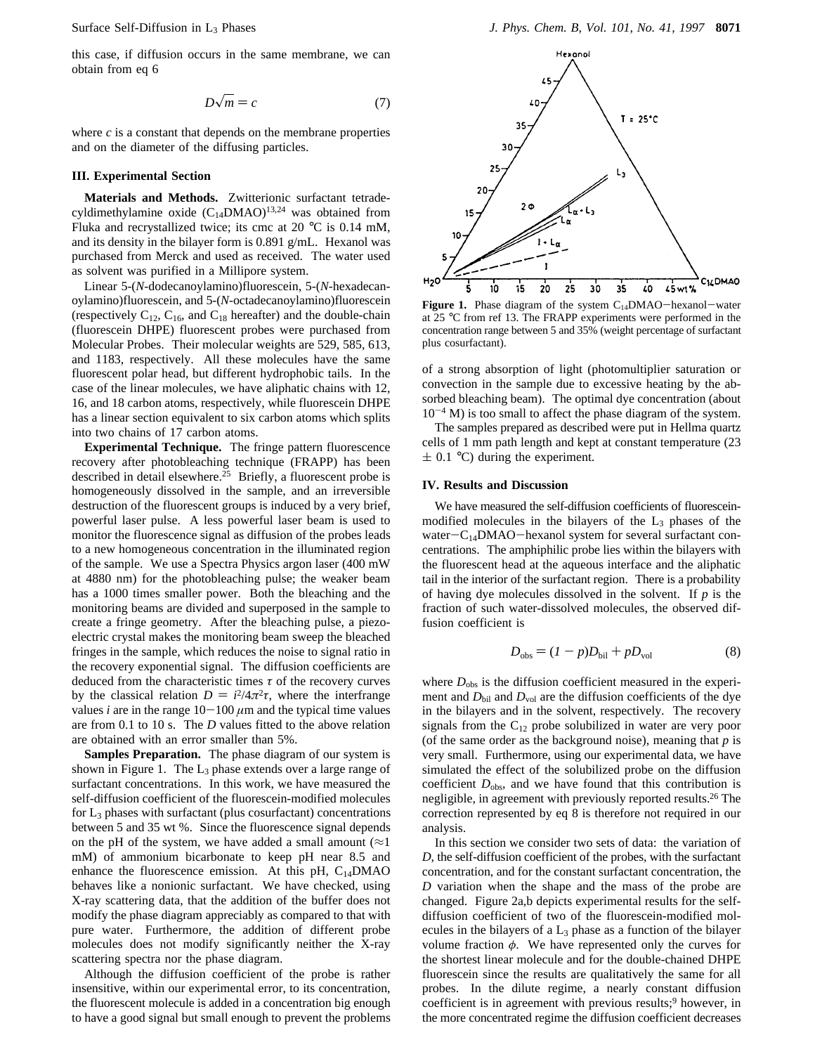this case, if diffusion occurs in the same membrane, we can obtain from eq 6

$$D\sqrt{m} = c \tag{7}$$

where $c$ is a constant that depends on the membrane properties and on the diameter of the diffusing particles.

### III. Experimental Section

**Materials and Methods.** Zwitterionic surfactant tetradecyldimethylamine oxide ($C_{14}$DMAO)[13,24] was obtained from Fluka and recrystallized twice; its cmc at 20 °C is 0.14 mM, and its density in the bilayer form is 0.891 g/mL. Hexanol was purchased from Merck and used as received. The water used as solvent was purified in a Millipore system.

Linear 5-(*N*-dodecanoylamino)fluorescein, 5-(*N*-hexadecanoylamino)fluorescein, and 5-(*N*-octadecanoylamino)fluorescein (respectively $C_{12}$, $C_{16}$, and $C_{18}$ hereafter) and the double-chain (fluorescein DHPE) fluorescent probes were purchased from Molecular Probes. Their molecular weights are 529, 585, 613, and 1183, respectively. All these molecules have the same fluorescent polar head, but different hydrophobic tails. In the case of the linear molecules, we have aliphatic chains with 12, 16, and 18 carbon atoms, respectively, while fluorescein DHPE has a linear section equivalent to six carbon atoms which splits into two chains of 17 carbon atoms.

**Experimental Technique.** The fringe pattern fluorescence recovery after photobleaching technique (FRAPP) has been described in detail elsewhere.[25] Briefly, a fluorescent probe is homogeneously dissolved in the sample, and an irreversible destruction of the fluorescent groups is induced by a very brief, powerful laser pulse. A less powerful laser beam is used to monitor the fluorescence signal as diffusion of the probes leads to a new homogeneous concentration in the illuminated region of the sample. We use a Spectra Physics argon laser (400 mW at 4880 nm) for the photobleaching pulse; the weaker beam has a 1000 times smaller power. Both the bleaching and the monitoring beams are divided and superposed in the sample to create a fringe geometry. After the bleaching pulse, a piezoelectric crystal makes the monitoring beam sweep the bleached fringes in the sample, which reduces the noise to signal ratio in the recovery exponential signal. The diffusion coefficients are deduced from the characteristic times $\tau$ of the recovery curves by the classical relation $D = i^2/4\pi^2\tau$, where the interfringe values $i$ are in the range 10–100 $\mu$m and the typical time values are from 0.1 to 10 s. The $D$ values fitted to the above relation are obtained with an error smaller than 5%.

**Samples Preparation.** The phase diagram of our system is shown in Figure 1. The $L_3$ phase extends over a large range of surfactant concentrations. In this work, we have measured the self-diffusion coefficient of the fluorescein-modified molecules for $L_3$ phases with surfactant (plus cosurfactant) concentrations between 5 and 35 wt %. Since the fluorescence signal depends on the pH of the system, we have added a small amount (≈1 mM) of ammonium bicarbonate to keep pH near 8.5 and enhance the fluorescence emission. At this pH, $C_{14}$DMAO behaves like a nonionic surfactant. We have checked, using X-ray scattering data, that the addition of the buffer does not modify the phase diagram appreciably as compared to that with pure water. Furthermore, the addition of different probe molecules does not modify significantly neither the X-ray scattering spectra nor the phase diagram.

Although the diffusion coefficient of the probe is rather insensitive, within our experimental error, to its concentration, the fluorescent molecule is added in a concentration big enough to have a good signal but small enough to prevent the problems of a strong absorption of light (photomultiplier saturation or convection in the sample due to excessive heating by the absorbed bleaching beam). The optimal dye concentration (about $10^{-4}$ M) is too small to affect the phase diagram of the system.

The samples prepared as described were put in Hellma quartz cells of 1 mm path length and kept at constant temperature (23 ± 0.1 °C) during the experiment.

**Figure 1.** Phase diagram of the system $C_{14}$DMAO–hexanol–water at 25 °C from ref 13. The FRAPP experiments were performed in the concentration range between 5 and 35% (weight percentage of surfactant plus cosurfactant).

### IV. Results and Discussion

We have measured the self-diffusion coefficients of fluorescein-modified molecules in the bilayers of the $L_3$ phases of the water–$C_{14}$DMAO–hexanol system for several surfactant concentrations. The amphiphilic probe lies within the bilayers with the fluorescent head at the aqueous interface and the aliphatic tail in the interior of the surfactant region. There is a probability of having dye molecules dissolved in the solvent. If $p$ is the fraction of such water-dissolved molecules, the observed diffusion coefficient is

$$D_{obs} = (1 - p)D_{bil} + pD_{vol} \tag{8}$$

where $D_{obs}$ is the diffusion coefficient measured in the experiment and $D_{bil}$ and $D_{vol}$ are the diffusion coefficients of the dye in the bilayers and in the solvent, respectively. The recovery signals from the $C_{12}$ probe solubilized in water are very poor (of the same order as the background noise), meaning that $p$ is very small. Furthermore, using our experimental data, we have simulated the effect of the solubilized probe on the diffusion coefficient $D_{obs}$, and we have found that this contribution is negligible, in agreement with previously reported results.[26] The correction represented by eq 8 is therefore not required in our analysis.

In this section we consider two sets of data: the variation of $D$, the self-diffusion coefficient of the probes, with the surfactant concentration, and for the constant surfactant concentration, the $D$ variation when the shape and the mass of the probe are changed. Figure 2a,b depicts experimental results for the self-diffusion coefficient of two of the fluorescein-modified molecules in the bilayers of a $L_3$ phase as a function of the bilayer volume fraction $\phi$. We have represented only the curves for the shortest linear molecule and for the double-chained DHPE fluorescein since the results are qualitatively the same for all probes. In the dilute regime, a nearly constant diffusion coefficient is in agreement with previous results;[9] however, in the more concentrated regime the diffusion coefficient decreases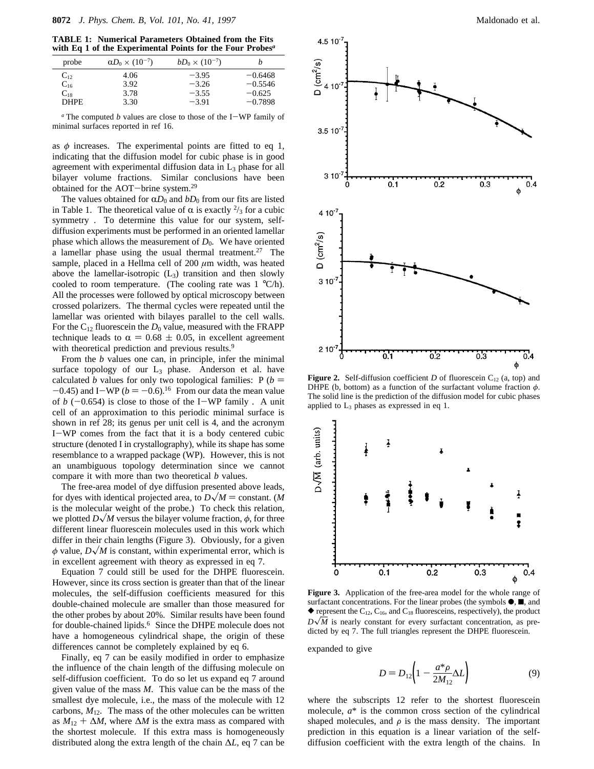**TABLE 1: Numerical Parameters Obtained from the Fits with Eq 1 of the Experimental Points for the Four Probes[a]**

| probe | $\alpha D_0 \times (10^{-7})$ | $bD_0 \times (10^{-7})$ | $b$ |
|---|---|---|---|
| $C_{12}$ | 4.06 | −3.95 | −0.6468 |
| $C_{16}$ | 3.92 | −3.26 | −0.5546 |
| $C_{18}$ | 3.78 | −3.55 | −0.625 |
| DHPE | 3.30 | −3.91 | −0.7898 |

[a] The computed $b$ values are close to those of the I−WP family of minimal surfaces reported in ref 16.

as $\phi$ increases. The experimental points are fitted to eq 1, indicating that the diffusion model for cubic phase is in good agreement with experimental diffusion data in $L_3$ phase for all bilayer volume fractions. Similar conclusions have been obtained for the AOT−brine system.[29]

The values obtained for $\alpha D_0$ and $bD_0$ from our fits are listed in Table 1. The theoretical value of $\alpha$ is exactly $^2/_3$ for a cubic symmetry . To determine this value for our system, self-diffusion experiments must be performed in an oriented lamellar phase which allows the measurement of $D_0$. We have oriented a lamellar phase using the usual thermal treatment.[27] The sample, placed in a Hellma cell of 200 $\mu$m width, was heated above the lamellar-isotropic ($L_3$) transition and then slowly cooled to room temperature. (The cooling rate was 1 °C/h). All the processes were followed by optical microscopy between crossed polarizers. The thermal cycles were repeated until the lamellar was oriented with bilayes parallel to the cell walls. For the $C_{12}$ fluorescein the $D_0$ value, measured with the FRAPP technique leads to $\alpha = 0.68 \pm 0.05$, in excellent agreement with theoretical prediction and previous results.[9]

From the $b$ values one can, in principle, infer the minimal surface topology of our $L_3$ phase. Anderson et al. have calculated $b$ values for only two topological families: P ($b = -0.45$) and I−WP ($b = -0.6$).[16] From our data the mean value of $b$ (−0.654) is close to those of the I−WP family . A unit cell of an approximation to this periodic minimal surface is shown in ref 28; its genus per unit cell is 4, and the acronym I−WP comes from the fact that it is a body centered cubic structure (denoted I in crystallography), while its shape has some resemblance to a wrapped package (WP). However, this is not an unambiguous topology determination since we cannot compare it with more than two theoretical $b$ values.

The free-area model of dye diffusion presented above leads, for dyes with identical projected area, to $D\sqrt{M}$ = constant. ($M$ is the molecular weight of the probe.) To check this relation, we plotted $D\sqrt{M}$ versus the bilayer volume fraction, $\phi$, for three different linear fluorescein molecules used in this work which differ in their chain lengths (Figure 3). Obviously, for a given $\phi$ value, $D\sqrt{M}$ is constant, within experimental error, which is in excellent agreement with theory as expressed in eq 7.

Equation 7 could still be used for the DHPE fluorescein. However, since its cross section is greater than that of the linear molecules, the self-diffusion coefficients measured for this double-chained molecule are smaller than those measured for the other probes by about 20%. Similar results have been found for double-chained lipids.[6] Since the DHPE molecule does not have a homogeneous cylindrical shape, the origin of these differences cannot be completely explained by eq 6.

Finally, eq 7 can be easily modified in order to emphasize the influence of the chain length of the diffusing molecule on self-diffusion coefficient. To do so let us expand eq 7 around given value of the mass $M$. This value can be the mass of the smallest dye molecule, i.e., the mass of the molecule with 12 carbons, $M_{12}$. The mass of the other molecules can be written as $M_{12} + \Delta M$, where $\Delta M$ is the extra mass as compared with the shortest molecule. If this extra mass is homogeneously distributed along the extra length of the chain $\Delta L$, eq 7 can be expanded to give

$$D = D_{12}\left(1 - \frac{a^*\rho}{2M_{12}}\Delta L\right) \tag{9}$$

where the subscripts 12 refer to the shortest fluorescein molecule, $a^*$ is the common cross section of the cylindrical shaped molecules, and $\rho$ is the mass density. The important prediction in this equation is a linear variation of the self-diffusion coefficient with the extra length of the chains. In

**Figure 2.** Self-diffusion coefficient $D$ of fluorescein $C_{12}$ (a, top) and DHPE (b, bottom) as a function of the surfactant volume fraction $\phi$. The solid line is the prediction of the diffusion model for cubic phases applied to $L_3$ phases as expressed in eq 1.

**Figure 3.** Application of the free-area model for the whole range of surfactant concentrations. For the linear probes (the symbols ●, ■, and ◆ represent the $C_{12}$, $C_{16}$, and $C_{18}$ fluoresceins, respectively), the product $D\sqrt{M}$ is nearly constant for every surfactant concentration, as predicted by eq 7. The full triangles represent the DHPE fluorescein.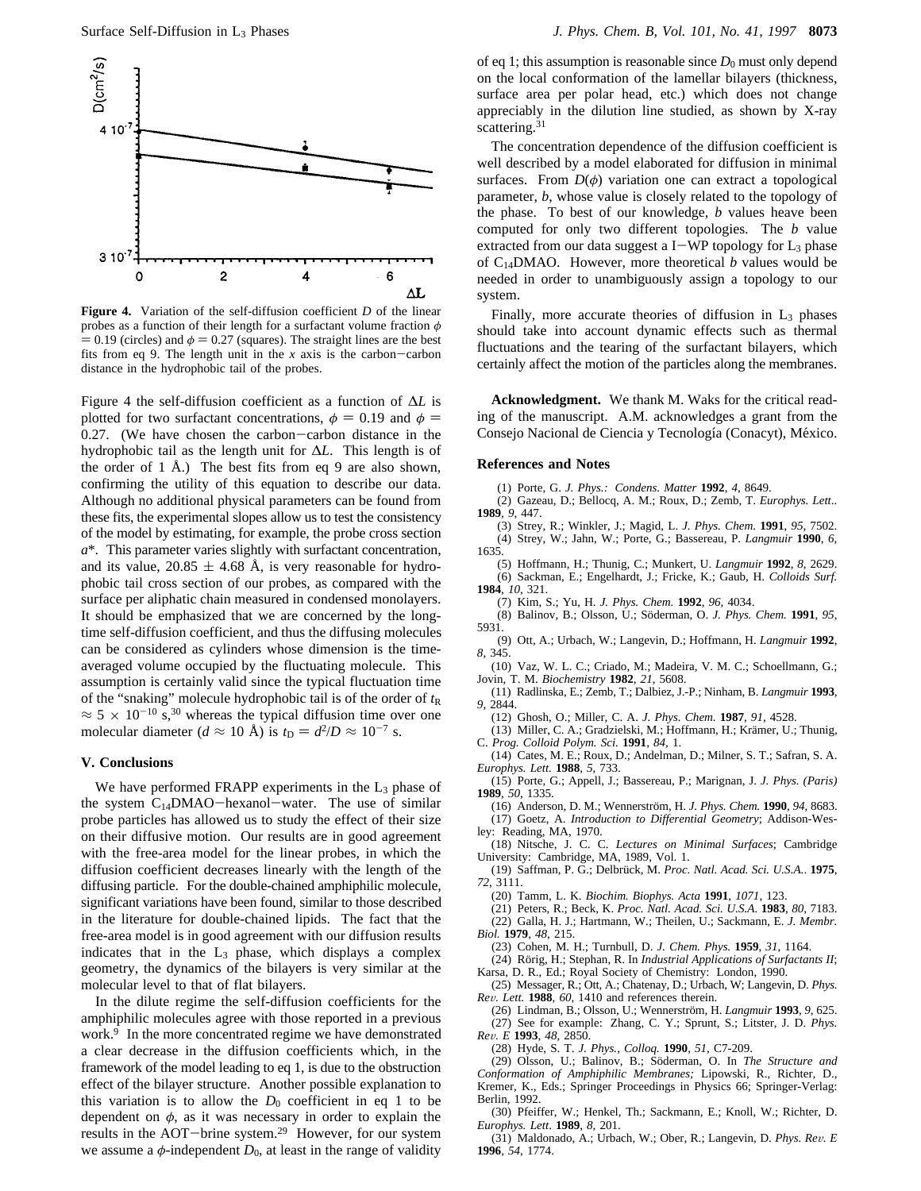D(cm$^2$/s)

$4\ 10^{-7}$

$3\ 10^{-7}$

0 2 4 6

$\Delta L$

**Figure 4.** Variation of the self-diffusion coefficient $D$ of the linear probes as a function of their length for a surfactant volume fraction $\phi = 0.19$ (circles) and $\phi = 0.27$ (squares). The straight lines are the best fits from eq 9. The length unit in the $x$ axis is the carbon−carbon distance in the hydrophobic tail of the probes.

Figure 4 the self-diffusion coefficient as a function of $\Delta L$ is plotted for two surfactant concentrations, $\phi = 0.19$ and $\phi = 0.27$. (We have chosen the carbon−carbon distance in the hydrophobic tail as the length unit for $\Delta L$. This length is of the order of 1 Å.) The best fits from eq 9 are also shown, confirming the utility of this equation to describe our data. Although no additional physical parameters can be found from these fits, the experimental slopes allow us to test the consistency of the model by estimating, for example, the probe cross section $a^*$. This parameter varies slightly with surfactant concentration, and its value, $20.85 \pm 4.68$ Å, is very reasonable for hydrophobic tail cross section of our probes, as compared with the surface per aliphatic chain measured in condensed monolayers. It should be emphasized that we are concerned by the long-time self-diffusion coefficient, and thus the diffusing molecules can be considered as cylinders whose dimension is the time-averaged volume occupied by the fluctuating molecule. This assumption is certainly valid since the typical fluctuation time of the "snaking" molecule hydrophobic tail is of the order of $t_R \approx 5 \times 10^{-10}$ s,[30] whereas the typical diffusion time over one molecular diameter ($d \approx 10$ Å) is $t_D = d^2/D \approx 10^{-7}$ s.

## V. Conclusions

We have performed FRAPP experiments in the $L_3$ phase of the system $C_{14}$DMAO−hexanol−water. The use of similar probe particles has allowed us to study the effect of their size on their diffusive motion. Our results are in good agreement with the free-area model for the linear probes, in which the diffusion coefficient decreases linearly with the length of the diffusing particle. For the double-chained amphiphilic molecule, significant variations have been found, similar to those described in the literature for double-chained lipids. The fact that the free-area model is in good agreement with our diffusion results indicates that in the $L_3$ phase, which displays a complex geometry, the dynamics of the bilayers is very similar at the molecular level to that of flat bilayers.

In the dilute regime the self-diffusion coefficients for the amphiphilic molecules agree with those reported in a previous work.[9] In the more concentrated regime we have demonstrated a clear decrease in the diffusion coefficients which, in the framework of the model leading to eq 1, is due to the obstruction effect of the bilayer structure. Another possible explanation to this variation is to allow the $D_0$ coefficient in eq 1 to be dependent on $\phi$, as it was necessary in order to explain the results in the AOT−brine system.[29] However, for our system we assume a $\phi$-independent $D_0$, at least in the range of validity of eq 1; this assumption is reasonable since $D_0$ must only depend on the local conformation of the lamellar bilayers (thickness, surface area per polar head, etc.) which does not change appreciably in the dilution line studied, as shown by X-ray scattering.[31]

The concentration dependence of the diffusion coefficient is well described by a model elaborated for diffusion in minimal surfaces. From $D(\phi)$ variation one can extract a topological parameter, $b$, whose value is closely related to the topology of the phase. To best of our knowledge, $b$ values heave been computed for only two different topologies. The $b$ value extracted from our data suggest a I−WP topology for $L_3$ phase of $C_{14}$DMAO. However, more theoretical $b$ values would be needed in order to unambiguously assign a topology to our system.

Finally, more accurate theories of diffusion in $L_3$ phases should take into account dynamic effects such as thermal fluctuations and the tearing of the surfactant bilayers, which certainly affect the motion of the particles along the membranes.

**Acknowledgment.** We thank M. Waks for the critical reading of the manuscript. A.M. acknowledges a grant from the Consejo Nacional de Ciencia y Tecnología (Conacyt), México.

## References and Notes

(1) Porte, G. *J. Phys.: Condens. Matter* **1992**, *4*, 8649.
(2) Gazeau, D.; Bellocq, A. M.; Roux, D.; Zemb, T. *Europhys. Lett.*. **1989**, *9*, 447.
(3) Strey, R.; Winkler, J.; Magid, L. *J. Phys. Chem.* **1991**, *95*, 7502.
(4) Strey, W.; Jahn, W.; Porte, G.; Bassereau, P. *Langmuir* **1990**, *6*, 1635.
(5) Hoffmann, H.; Thunig, C.; Munkert, U. *Langmuir* **1992**, *8*, 2629.
(6) Sackman, E.; Engelhardt, J.; Fricke, K.; Gaub, H. *Colloids Surf.* **1984**, *10*, 321.
(7) Kim, S.; Yu, H. *J. Phys. Chem.* **1992**, *96*, 4034.
(8) Balinov, B.; Olsson, U.; Söderman, O. *J. Phys. Chem.* **1991**, *95*, 5931.
(9) Ott, A.; Urbach, W.; Langevin, D.; Hoffmann, H. *Langmuir* **1992**, *8*, 345.
(10) Vaz, W. L. C.; Criado, M.; Madeira, V. M. C.; Schoellmann, G.; Jovin, T. M. *Biochemistry* **1982**, *21*, 5608.
(11) Radlinska, E.; Zemb, T.; Dalbiez, J.-P.; Ninham, B. *Langmuir* **1993**, *9*, 2844.
(12) Ghosh, O.; Miller, C. A. *J. Phys. Chem.* **1987**, *91*, 4528.
(13) Miller, C. A.; Gradzielski, M.; Hoffmann, H.; Krämer, U.; Thunig, C. *Prog. Colloid Polym. Sci.* **1991**, *84*, 1.
(14) Cates, M. E.; Roux, D.; Andelman, D.; Milner, S. T.; Safran, S. A. *Europhys. Lett.* **1988**, *5*, 733.
(15) Porte, G.; Appell, J.; Bassereau, P.; Marignan, J. *J. Phys. (Paris)* **1989**, *50*, 1335.
(16) Anderson, D. M.; Wennerström, H. *J. Phys. Chem.* **1990**, *94*, 8683.
(17) Goetz, A. *Introduction to Differential Geometry*; Addison-Wesley: Reading, MA, 1970.
(18) Nitsche, J. C. C. *Lectures on Minimal Surfaces*; Cambridge University: Cambridge, MA, 1989, Vol. 1.
(19) Saffman, P. G.; Delbrück, M. *Proc. Natl. Acad. Sci. U.S.A.*. **1975**, *72*, 3111.
(20) Tamm, L. K. *Biochim. Biophys. Acta* **1991**, *1071*, 123.
(21) Peters, R.; Beck, K. *Proc. Natl. Acad. Sci. U.S.A.* **1983**, *80*, 7183.
(22) Galla, H. J.; Hartmann, W.; Theilen, U.; Sackmann, E. *J. Membr. Biol.* **1979**, *48*, 215.
(23) Cohen, M. H.; Turnbull, D. *J. Chem. Phys.* **1959**, *31*, 1164.
(24) Rörig, H.; Stephan, R. In *Industrial Applications of Surfactants II*; Karsa, D. R., Ed.; Royal Society of Chemistry: London, 1990.
(25) Messager, R.; Ott, A.; Chatenay, D.; Urbach, W; Langevin, D. *Phys. Rev. Lett.* **1988**, *60*, 1410 and references therein.
(26) Lindman, B.; Olsson, U.; Wennerström, H. *Langmuir* **1993**, *9*, 625.
(27) See for example: Zhang, C. Y.; Sprunt, S.; Litster, J. D. *Phys. Rev. E* **1993**, *48*, 2850.
(28) Hyde, S. T. *J. Phys., Colloq.* **1990**, *51*, C7-209.
(29) Olsson, U.; Balinov, B.; Söderman, O. In *The Structure and Conformation of Amphiphilic Membranes;* Lipowski, R., Richter, D., Kremer, K., Eds.; Springer Proceedings in Physics 66; Springer-Verlag: Berlin, 1992.
(30) Pfeiffer, W.; Henkel, Th.; Sackmann, E.; Knoll, W.; Richter, D. *Europhys. Lett.* **1989**, *8*, 201.
(31) Maldonado, A.; Urbach, W.; Ober, R.; Langevin, D. *Phys. Rev. E* **1996**, *54*, 1774.